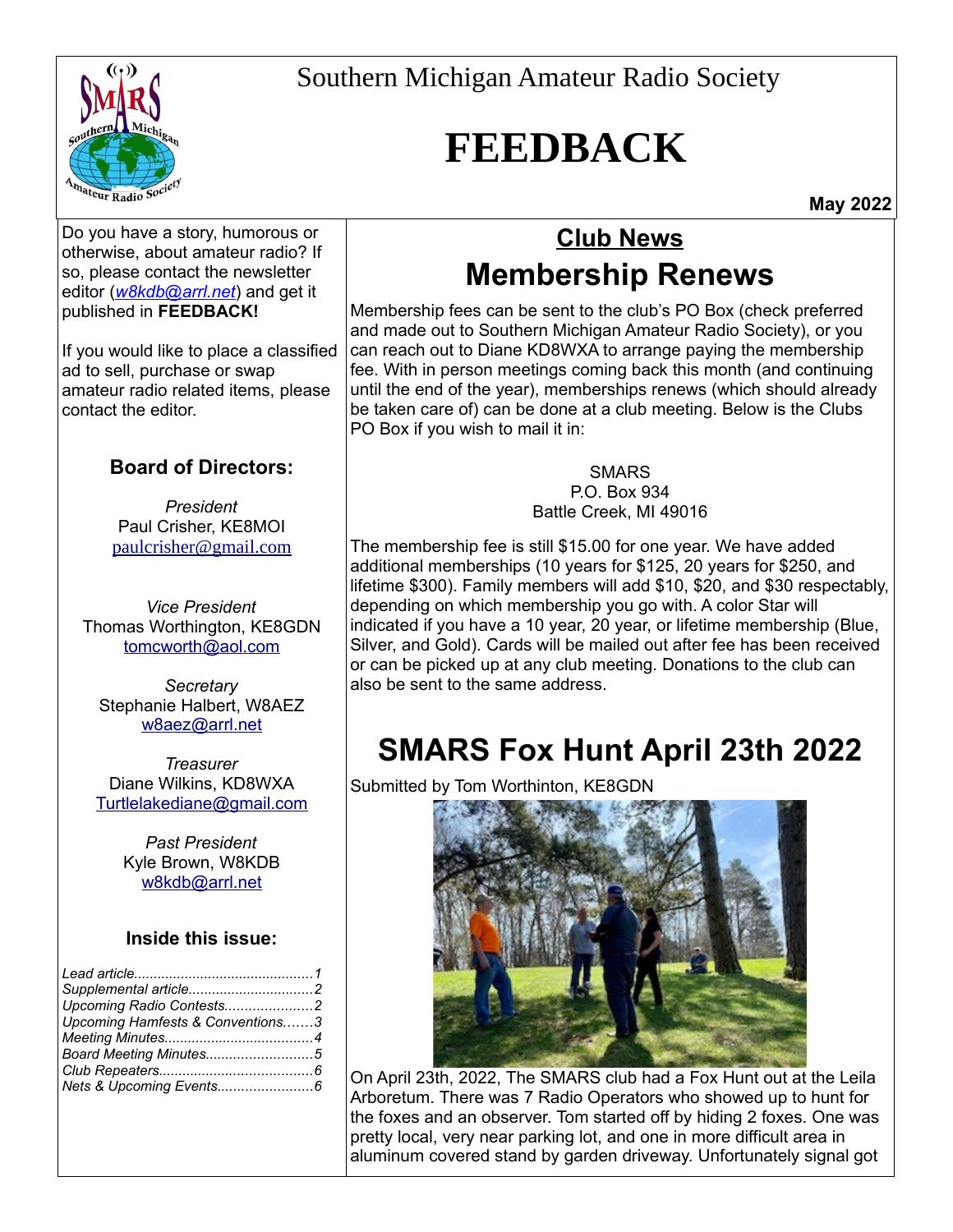Southern Michigan Amateur Radio Society

# FEEDBACK

**May 2022**

Do you have a story, humorous or otherwise, about amateur radio? If so, please contact the newsletter editor (*w8kdb@arrl.net*) and get it published in **FEEDBACK!**

If you would like to place a classified ad to sell, purchase or swap amateur radio related items, please contact the editor.

### Board of Directors:

*President*
Paul Crisher, KE8MOI
paulcrisher@gmail.com

*Vice President*
Thomas Worthington, KE8GDN
tomcworth@aol.com

*Secretary*
Stephanie Halbert, W8AEZ
w8aez@arrl.net

*Treasurer*
Diane Wilkins, KD8WXA
Turtlelakediane@gmail.com

*Past President*
Kyle Brown, W8KDB
w8kdb@arrl.net

### Inside this issue:

*Lead article.............................................1*
*Supplemental article...............................2*
*Upcoming Radio Contests......................2*
*Upcoming Hamfests & Conventions.......3*
*Meeting Minutes.....................................4*
*Board Meeting Minutes...........................5*
*Club Repeaters......................................6*
*Nets & Upcoming Events........................6*

## Club News

## Membership Renews

Membership fees can be sent to the club's PO Box (check preferred and made out to Southern Michigan Amateur Radio Society), or you can reach out to Diane KD8WXA to arrange paying the membership fee. With in person meetings coming back this month (and continuing until the end of the year), memberships renews (which should already be taken care of) can be done at a club meeting. Below is the Clubs PO Box if you wish to mail it in:

SMARS
P.O. Box 934
Battle Creek, MI 49016

The membership fee is still $15.00 for one year. We have added additional memberships (10 years for $125, 20 years for $250, and lifetime $300). Family members will add $10, $20, and $30 respectably, depending on which membership you go with. A color Star will indicated if you have a 10 year, 20 year, or lifetime membership (Blue, Silver, and Gold). Cards will be mailed out after fee has been received or can be picked up at any club meeting. Donations to the club can also be sent to the same address.

## SMARS Fox Hunt April 23th 2022

Submitted by Tom Worthinton, KE8GDN

On April 23th, 2022, The SMARS club had a Fox Hunt out at the Leila Arboretum. There was 7 Radio Operators who showed up to hunt for the foxes and an observer. Tom started off by hiding 2 foxes. One was pretty local, very near parking lot, and one in more difficult area in aluminum covered stand by garden driveway. Unfortunately signal got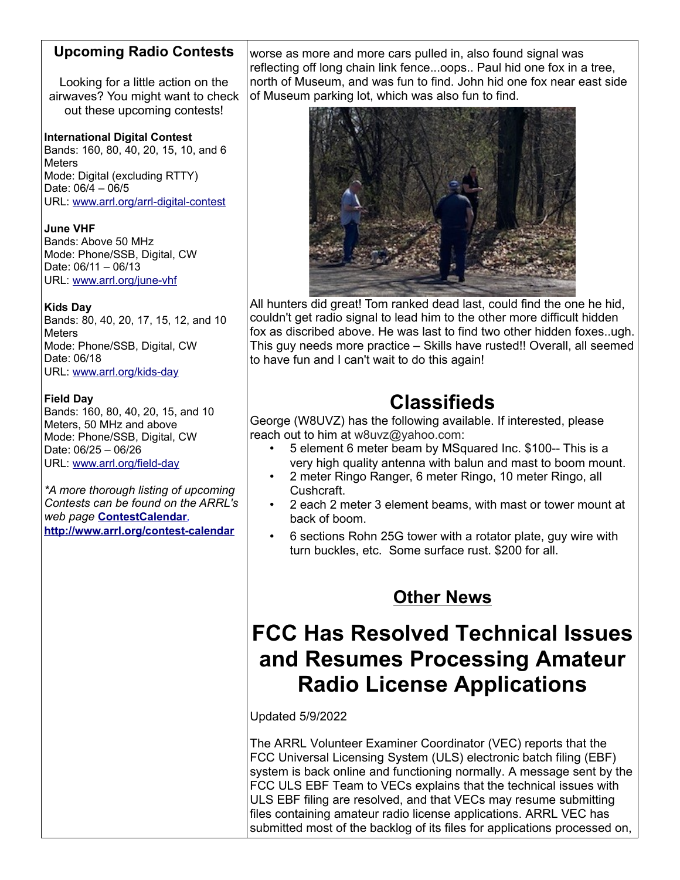## Upcoming Radio Contests

Looking for a little action on the airwaves? You might want to check out these upcoming contests!

**International Digital Contest**
Bands: 160, 80, 40, 20, 15, 10, and 6 Meters
Mode: Digital (excluding RTTY)
Date: 06/4 – 06/5
URL: www.arrl.org/arrl-digital-contest

**June VHF**
Bands: Above 50 MHz
Mode: Phone/SSB, Digital, CW
Date: 06/11 – 06/13
URL: www.arrl.org/june-vhf

**Kids Day**
Bands: 80, 40, 20, 17, 15, 12, and 10 Meters
Mode: Phone/SSB, Digital, CW
Date: 06/18
URL: www.arrl.org/kids-day

**Field Day**
Bands: 160, 80, 40, 20, 15, and 10 Meters, 50 MHz and above
Mode: Phone/SSB, Digital, CW
Date: 06/25 – 06/26
URL: www.arrl.org/field-day

*A more thorough listing of upcoming Contests can be found on the ARRL's web page* **ContestCalendar**, **http://www.arrl.org/contest-calendar**

worse as more and more cars pulled in, also found signal was reflecting off long chain link fence...oops.. Paul hid one fox in a tree, north of Museum, and was fun to find. John hid one fox near east side of Museum parking lot, which was also fun to find.

All hunters did great! Tom ranked dead last, could find the one he hid, couldn't get radio signal to lead him to the other more difficult hidden fox as discribed above. He was last to find two other hidden foxes..ugh. This guy needs more practice – Skills have rusted!! Overall, all seemed to have fun and I can't wait to do this again!

## Classifieds

George (W8UVZ) has the following available. If interested, please reach out to him at w8uvz@yahoo.com:

- 5 element 6 meter beam by MSquared Inc. $100-- This is a very high quality antenna with balun and mast to boom mount.
- 2 meter Ringo Ranger, 6 meter Ringo, 10 meter Ringo, all Cushcraft.
- 2 each 2 meter 3 element beams, with mast or tower mount at back of boom.
- 6 sections Rohn 25G tower with a rotator plate, guy wire with turn buckles, etc. Some surface rust. $200 for all.

## Other News

# FCC Has Resolved Technical Issues and Resumes Processing Amateur Radio License Applications

Updated 5/9/2022

The ARRL Volunteer Examiner Coordinator (VEC) reports that the FCC Universal Licensing System (ULS) electronic batch filing (EBF) system is back online and functioning normally. A message sent by the FCC ULS EBF Team to VECs explains that the technical issues with ULS EBF filing are resolved, and that VECs may resume submitting files containing amateur radio license applications. ARRL VEC has submitted most of the backlog of its files for applications processed on,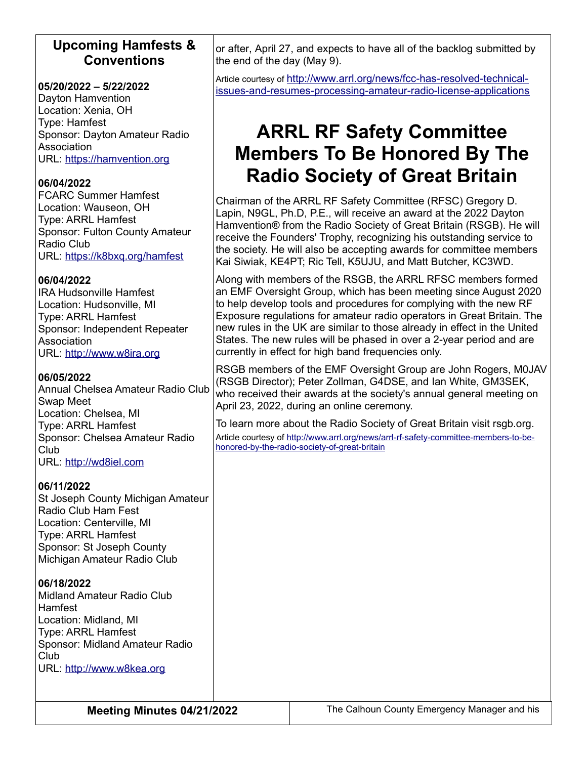## Upcoming Hamfests & Conventions

**05/20/2022 – 5/22/2022**
Dayton Hamvention
Location: Xenia, OH
Type: Hamfest
Sponsor: Dayton Amateur Radio Association
URL: https://hamvention.org

**06/04/2022**
FCARC Summer Hamfest
Location: Wauseon, OH
Type: ARRL Hamfest
Sponsor: Fulton County Amateur Radio Club
URL: https://k8bxq.org/hamfest

**06/04/2022**
IRA Hudsonville Hamfest
Location: Hudsonville, MI
Type: ARRL Hamfest
Sponsor: Independent Repeater Association
URL: http://www.w8ira.org

**06/05/2022**
Annual Chelsea Amateur Radio Club Swap Meet
Location: Chelsea, MI
Type: ARRL Hamfest
Sponsor: Chelsea Amateur Radio Club
URL: http://wd8iel.com

**06/11/2022**
St Joseph County Michigan Amateur Radio Club Ham Fest
Location: Centerville, MI
Type: ARRL Hamfest
Sponsor: St Joseph County Michigan Amateur Radio Club

**06/18/2022**
Midland Amateur Radio Club Hamfest
Location: Midland, MI
Type: ARRL Hamfest
Sponsor: Midland Amateur Radio Club
URL: http://www.w8kea.org

or after, April 27, and expects to have all of the backlog submitted by the end of the day (May 9).

Article courtesy of http://www.arrl.org/news/fcc-has-resolved-technical-issues-and-resumes-processing-amateur-radio-license-applications

# ARRL RF Safety Committee Members To Be Honored By The Radio Society of Great Britain

Chairman of the ARRL RF Safety Committee (RFSC) Gregory D. Lapin, N9GL, Ph.D, P.E., will receive an award at the 2022 Dayton Hamvention® from the Radio Society of Great Britain (RSGB). He will receive the Founders' Trophy, recognizing his outstanding service to the society. He will also be accepting awards for committee members Kai Siwiak, KE4PT; Ric Tell, K5UJU, and Matt Butcher, KC3WD.

Along with members of the RSGB, the ARRL RFSC members formed an EMF Oversight Group, which has been meeting since August 2020 to help develop tools and procedures for complying with the new RF Exposure regulations for amateur radio operators in Great Britain. The new rules in the UK are similar to those already in effect in the United States. The new rules will be phased in over a 2-year period and are currently in effect for high band frequencies only.

RSGB members of the EMF Oversight Group are John Rogers, M0JAV (RSGB Director); Peter Zollman, G4DSE, and Ian White, GM3SEK, who received their awards at the society's annual general meeting on April 23, 2022, during an online ceremony.

To learn more about the Radio Society of Great Britain visit rsgb.org.

Article courtesy of http://www.arrl.org/news/arrl-rf-safety-committee-members-to-be-honored-by-the-radio-society-of-great-britain

## Meeting Minutes 04/21/2022

The Calhoun County Emergency Manager and his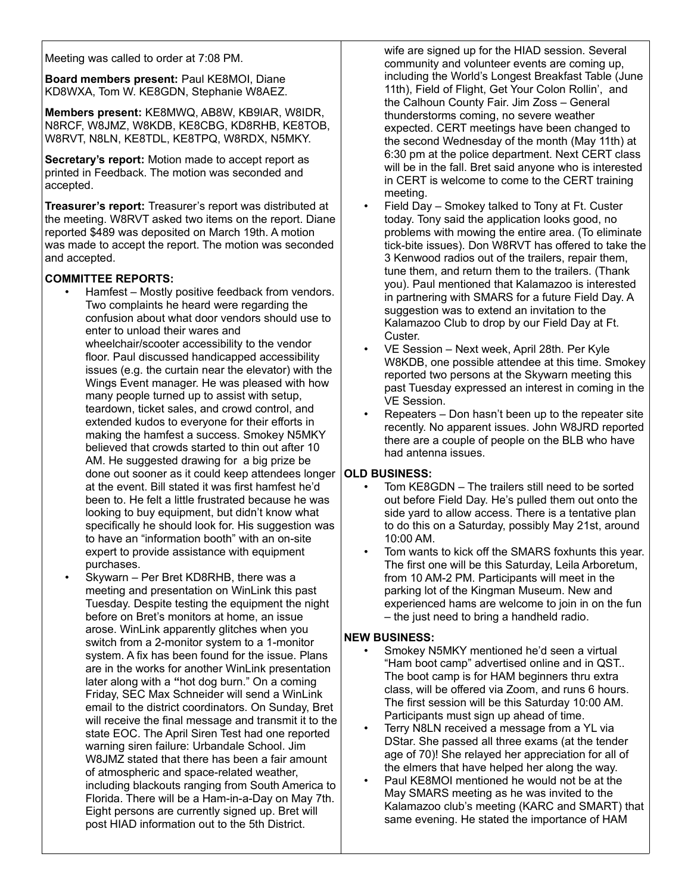Meeting was called to order at 7:08 PM.

**Board members present:** Paul KE8MOI, Diane KD8WXA, Tom W. KE8GDN, Stephanie W8AEZ.

**Members present:** KE8MWQ, AB8W, KB9IAR, W8IDR, N8RCF, W8JMZ, W8KDB, KE8CBG, KD8RHB, KE8TOB, W8RVT, N8LN, KE8TDL, KE8TPQ, W8RDX, N5MKY.

**Secretary's report:** Motion made to accept report as printed in Feedback. The motion was seconded and accepted.

**Treasurer's report:** Treasurer's report was distributed at the meeting. W8RVT asked two items on the report. Diane reported $489 was deposited on March 19th. A motion was made to accept the report. The motion was seconded and accepted.

**COMMITTEE REPORTS:**

- Hamfest – Mostly positive feedback from vendors. Two complaints he heard were regarding the confusion about what door vendors should use to enter to unload their wares and wheelchair/scooter accessibility to the vendor floor. Paul discussed handicapped accessibility issues (e.g. the curtain near the elevator) with the Wings Event manager. He was pleased with how many people turned up to assist with setup, teardown, ticket sales, and crowd control, and extended kudos to everyone for their efforts in making the hamfest a success. Smokey N5MKY believed that crowds started to thin out after 10 AM. He suggested drawing for a big prize be done out sooner as it could keep attendees longer at the event. Bill stated it was first hamfest he'd been to. He felt a little frustrated because he was looking to buy equipment, but didn't know what specifically he should look for. His suggestion was to have an "information booth" with an on-site expert to provide assistance with equipment purchases.
- Skywarn – Per Bret KD8RHB, there was a meeting and presentation on WinLink this past Tuesday. Despite testing the equipment the night before on Bret's monitors at home, an issue arose. WinLink apparently glitches when you switch from a 2-monitor system to a 1-monitor system. A fix has been found for the issue. Plans are in the works for another WinLink presentation later along with a "hot dog burn." On a coming Friday, SEC Max Schneider will send a WinLink email to the district coordinators. On Sunday, Bret will receive the final message and transmit it to the state EOC. The April Siren Test had one reported warning siren failure: Urbandale School. Jim W8JMZ stated that there has been a fair amount of atmospheric and space-related weather, including blackouts ranging from South America to Florida. There will be a Ham-in-a-Day on May 7th. Eight persons are currently signed up. Bret will post HIAD information out to the 5th District. wife are signed up for the HIAD session. Several community and volunteer events are coming up, including the World's Longest Breakfast Table (June 11th), Field of Flight, Get Your Colon Rollin', and the Calhoun County Fair. Jim Zoss – General thunderstorms coming, no severe weather expected. CERT meetings have been changed to the second Wednesday of the month (May 11th) at 6:30 pm at the police department. Next CERT class will be in the fall. Bret said anyone who is interested in CERT is welcome to come to the CERT training meeting.
- Field Day – Smokey talked to Tony at Ft. Custer today. Tony said the application looks good, no problems with mowing the entire area. (To eliminate tick-bite issues). Don W8RVT has offered to take the 3 Kenwood radios out of the trailers, repair them, tune them, and return them to the trailers. (Thank you). Paul mentioned that Kalamazoo is interested in partnering with SMARS for a future Field Day. A suggestion was to extend an invitation to the Kalamazoo Club to drop by our Field Day at Ft. Custer.
- VE Session – Next week, April 28th. Per Kyle W8KDB, one possible attendee at this time. Smokey reported two persons at the Skywarn meeting this past Tuesday expressed an interest in coming in the VE Session.
- Repeaters – Don hasn't been up to the repeater site recently. No apparent issues. John W8JRD reported there are a couple of people on the BLB who have had antenna issues.

**OLD BUSINESS:**

- Tom KE8GDN – The trailers still need to be sorted out before Field Day. He's pulled them out onto the side yard to allow access. There is a tentative plan to do this on a Saturday, possibly May 21st, around 10:00 AM.
- Tom wants to kick off the SMARS foxhunts this year. The first one will be this Saturday, Leila Arboretum, from 10 AM-2 PM. Participants will meet in the parking lot of the Kingman Museum. New and experienced hams are welcome to join in on the fun – the just need to bring a handheld radio.

**NEW BUSINESS:**

- Smokey N5MKY mentioned he'd seen a virtual "Ham boot camp" advertised online and in QST.. The boot camp is for HAM beginners thru extra class, will be offered via Zoom, and runs 6 hours. The first session will be this Saturday 10:00 AM. Participants must sign up ahead of time.
- Terry N8LN received a message from a YL via DStar. She passed all three exams (at the tender age of 70)! She relayed her appreciation for all of the elmers that have helped her along the way.
- Paul KE8MOI mentioned he would not be at the May SMARS meeting as he was invited to the Kalamazoo club's meeting (KARC and SMART) that same evening. He stated the importance of HAM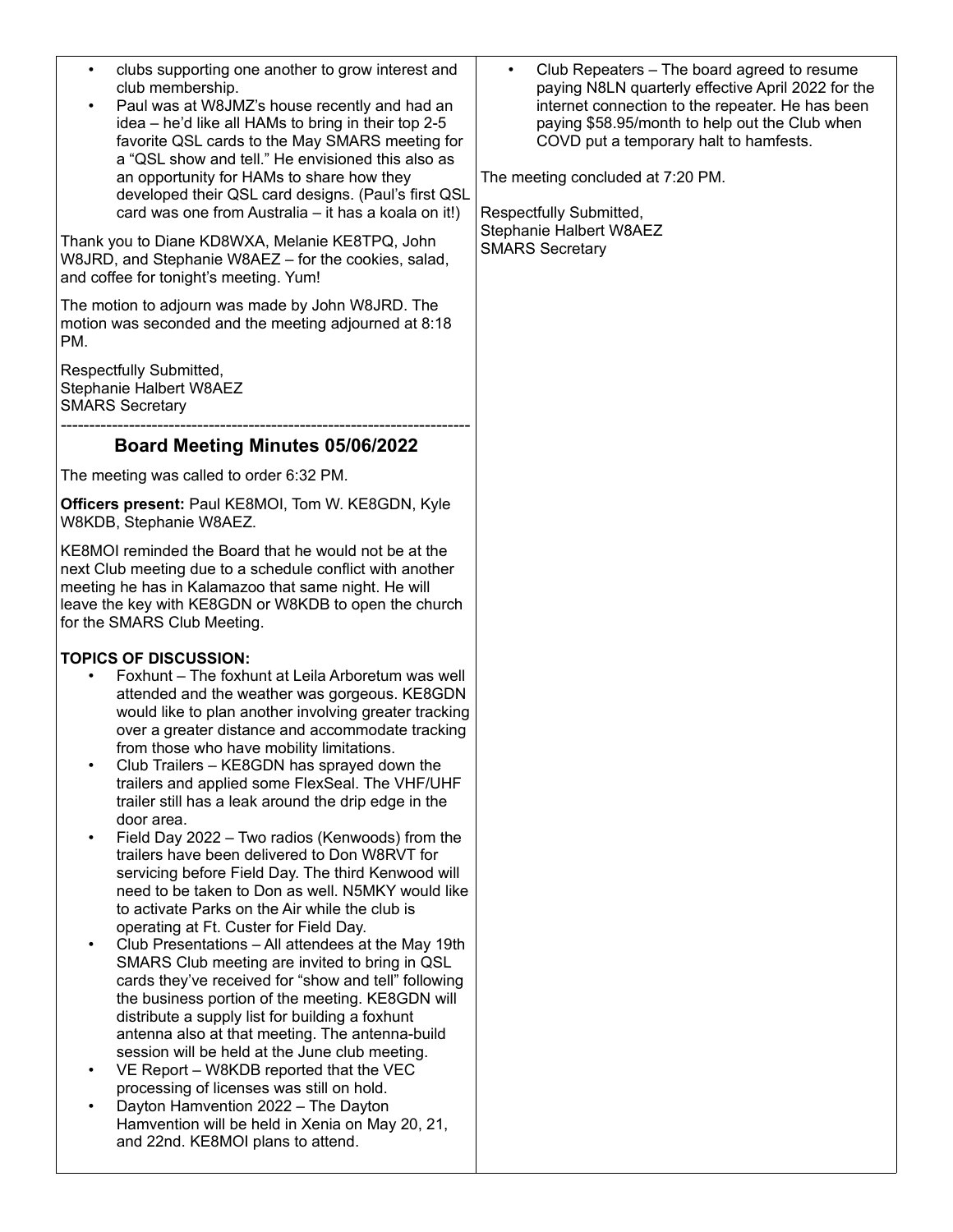- clubs supporting one another to grow interest and club membership.
- Paul was at W8JMZ's house recently and had an idea – he'd like all HAMs to bring in their top 2-5 favorite QSL cards to the May SMARS meeting for a "QSL show and tell." He envisioned this also as an opportunity for HAMs to share how they developed their QSL card designs. (Paul's first QSL card was one from Australia – it has a koala on it!)

Thank you to Diane KD8WXA, Melanie KE8TPQ, John W8JRD, and Stephanie W8AEZ – for the cookies, salad, and coffee for tonight's meeting. Yum!

The motion to adjourn was made by John W8JRD. The motion was seconded and the meeting adjourned at 8:18 PM.

Respectfully Submitted,
Stephanie Halbert W8AEZ
SMARS Secretary

---

## Board Meeting Minutes 05/06/2022

The meeting was called to order 6:32 PM.

**Officers present:** Paul KE8MOI, Tom W. KE8GDN, Kyle W8KDB, Stephanie W8AEZ.

KE8MOI reminded the Board that he would not be at the next Club meeting due to a schedule conflict with another meeting he has in Kalamazoo that same night. He will leave the key with KE8GDN or W8KDB to open the church for the SMARS Club Meeting.

**TOPICS OF DISCUSSION:**

- Foxhunt – The foxhunt at Leila Arboretum was well attended and the weather was gorgeous. KE8GDN would like to plan another involving greater tracking over a greater distance and accommodate tracking from those who have mobility limitations.
- Club Trailers – KE8GDN has sprayed down the trailers and applied some FlexSeal. The VHF/UHF trailer still has a leak around the drip edge in the door area.
- Field Day 2022 – Two radios (Kenwoods) from the trailers have been delivered to Don W8RVT for servicing before Field Day. The third Kenwood will need to be taken to Don as well. N5MKY would like to activate Parks on the Air while the club is operating at Ft. Custer for Field Day.
- Club Presentations – All attendees at the May 19th SMARS Club meeting are invited to bring in QSL cards they've received for "show and tell" following the business portion of the meeting. KE8GDN will distribute a supply list for building a foxhunt antenna also at that meeting. The antenna-build session will be held at the June club meeting.
- VE Report – W8KDB reported that the VEC processing of licenses was still on hold.
- Dayton Hamvention 2022 – The Dayton Hamvention will be held in Xenia on May 20, 21, and 22nd. KE8MOI plans to attend.
- Club Repeaters – The board agreed to resume paying N8LN quarterly effective April 2022 for the internet connection to the repeater. He has been paying $58.95/month to help out the Club when COVD put a temporary halt to hamfests.

The meeting concluded at 7:20 PM.

Respectfully Submitted,
Stephanie Halbert W8AEZ
SMARS Secretary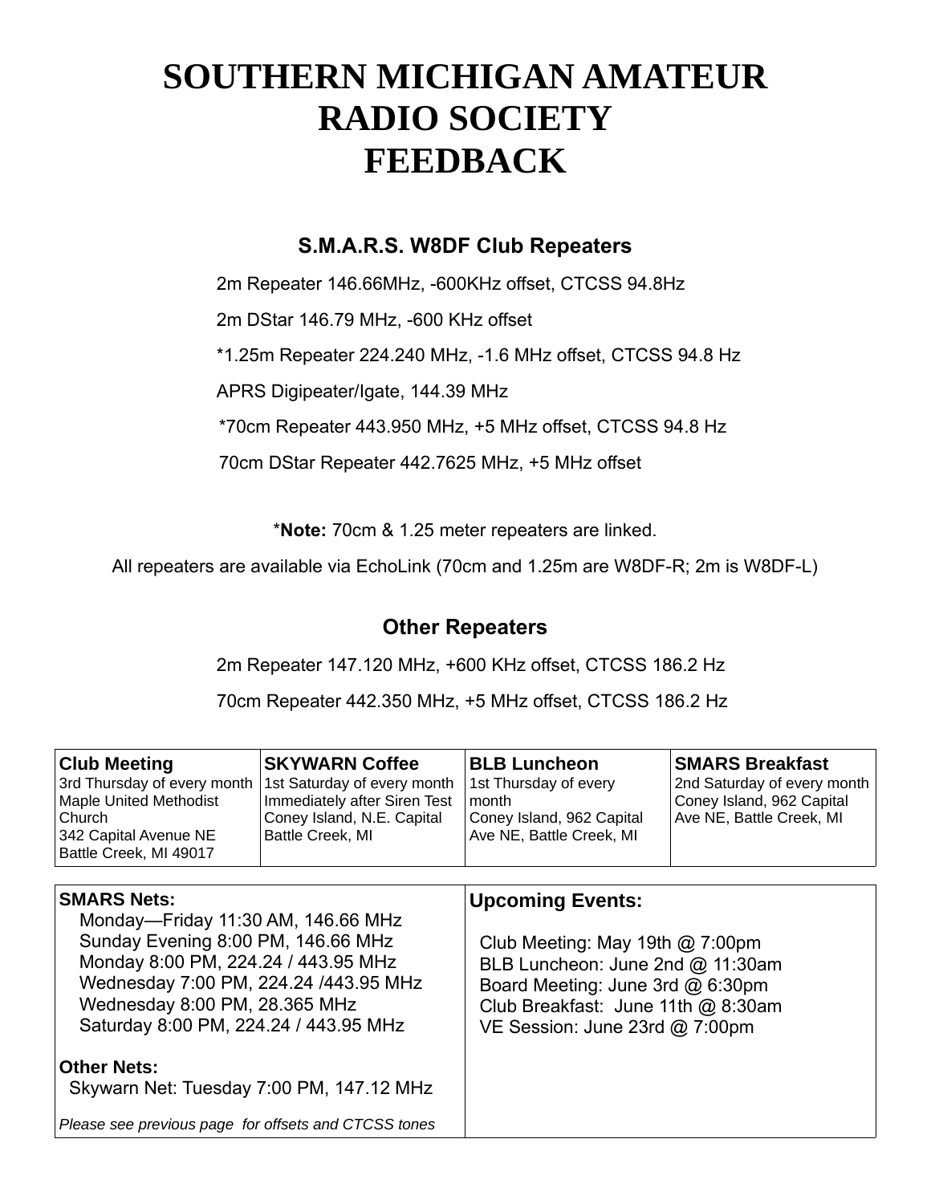# SOUTHERN MICHIGAN AMATEUR RADIO SOCIETY FEEDBACK

## S.M.A.R.S. W8DF Club Repeaters

2m Repeater 146.66MHz, -600KHz offset, CTCSS 94.8Hz

2m DStar 146.79 MHz, -600 KHz offset

*1.25m Repeater 224.240 MHz, -1.6 MHz offset, CTCSS 94.8 Hz

APRS Digipeater/Igate, 144.39 MHz

*70cm Repeater 443.950 MHz, +5 MHz offset, CTCSS 94.8 Hz

70cm DStar Repeater 442.7625 MHz, +5 MHz offset

***Note:** 70cm & 1.25 meter repeaters are linked.

All repeaters are available via EchoLink (70cm and 1.25m are W8DF-R; 2m is W8DF-L)

## Other Repeaters

2m Repeater 147.120 MHz, +600 KHz offset, CTCSS 186.2 Hz

70cm Repeater 442.350 MHz, +5 MHz offset, CTCSS 186.2 Hz

| Club Meeting | SKYWARN Coffee | BLB Luncheon | SMARS Breakfast |
|---|---|---|---|
| 3rd Thursday of every month<br>Maple United Methodist Church<br>342 Capital Avenue NE<br>Battle Creek, MI 49017 | 1st Saturday of every month<br>Immediately after Siren Test<br>Coney Island, N.E. Capital<br>Battle Creek, MI | 1st Thursday of every month<br>Coney Island, 962 Capital Ave NE, Battle Creek, MI | 2nd Saturday of every month<br>Coney Island, 962 Capital Ave NE, Battle Creek, MI |

**SMARS Nets:**

- Monday—Friday 11:30 AM, 146.66 MHz
- Sunday Evening 8:00 PM, 146.66 MHz
- Monday 8:00 PM, 224.24 / 443.95 MHz
- Wednesday 7:00 PM, 224.24 /443.95 MHz
- Wednesday 8:00 PM, 28.365 MHz
- Saturday 8:00 PM, 224.24 / 443.95 MHz

**Other Nets:**

- Skywarn Net: Tuesday 7:00 PM, 147.12 MHz

*Please see previous page for offsets and CTCSS tones*

**Upcoming Events:**

- Club Meeting: May 19th @ 7:00pm
- BLB Luncheon: June 2nd @ 11:30am
- Board Meeting: June 3rd @ 6:30pm
- Club Breakfast: June 11th @ 8:30am
- VE Session: June 23rd @ 7:00pm